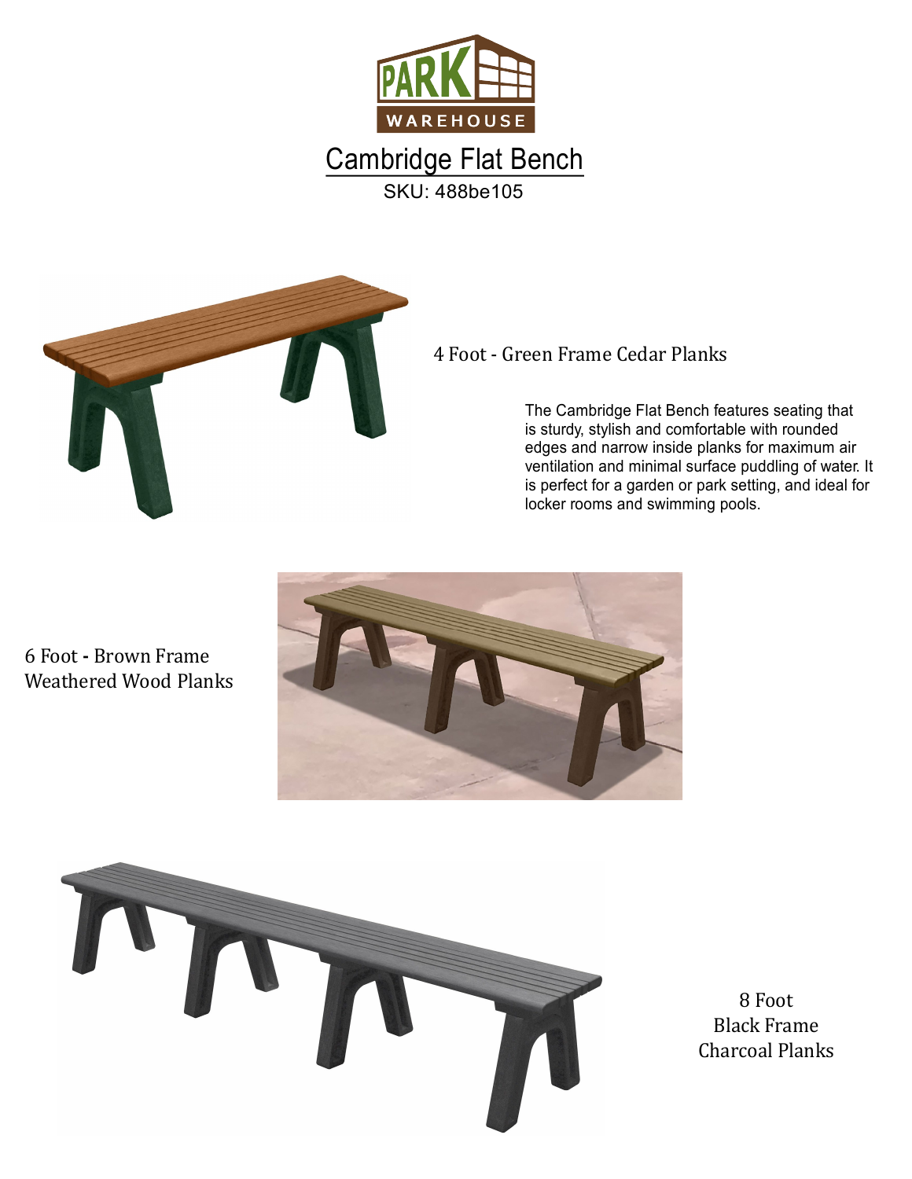# Cambridge Flat Bench

SKU: 488be105

4 Foot - Green Frame Cedar Planks

The Cambridge Flat Bench features seating that is sturdy, stylish and comfortable with rounded edges and narrow inside planks for maximum air ventilation and minimal surface puddling of water. It is perfect for a garden or park setting, and ideal for locker rooms and swimming pools.

6 Foot - Brown Frame
Weathered Wood Planks

8 Foot
Black Frame
Charcoal Planks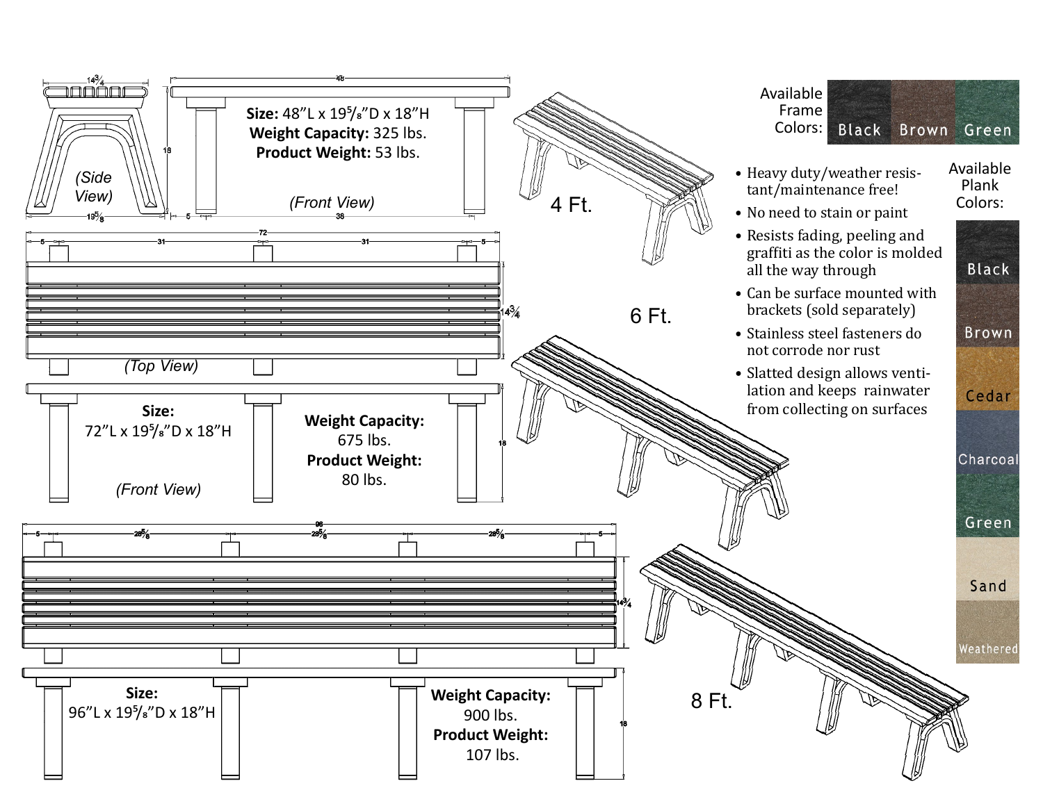14¾

(Side View)

19⅝

18

48

**Size:** 48"L x 19⅝"D x 18"H
**Weight Capacity:** 325 lbs.
**Product Weight:** 53 lbs.

(Front View)

5

38

4 Ft.

72

5 31 31 5

14¾

(Top View)

**Size:**
72"L x 19⅝"D x 18"H

**Weight Capacity:**
675 lbs.
**Product Weight:**
80 lbs.

(Front View)

18

6 Ft.

96

5 28⅝ 28⅝ 28⅝ 5

14¾

**Size:**
96"L x 19⅝"D x 18"H

**Weight Capacity:**
900 lbs.
**Product Weight:**
107 lbs.

18

8 Ft.

Available Frame Colors: Black Brown Green

- Heavy duty/weather resistant/maintenance free!
- No need to stain or paint
- Resists fading, peeling and graffiti as the color is molded all the way through
- Can be surface mounted with brackets (sold separately)
- Stainless steel fasteners do not corrode nor rust
- Slatted design allows ventilation and keeps rainwater from collecting on surfaces

Available Plank Colors:

Black
Brown
Cedar
Charcoal
Green
Sand
Weathered